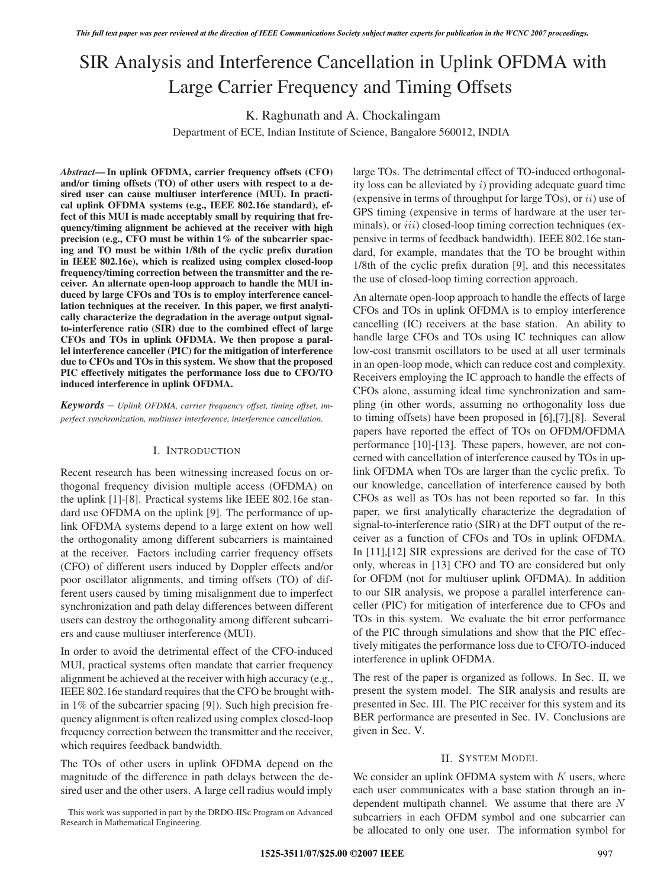# SIR Analysis and Interference Cancellation in Uplink OFDMA with Large Carrier Frequency and Timing Offsets

K. Raghunath and A. Chockalingam

Department of ECE, Indian Institute of Science, Bangalore 560012, INDIA

***Abstract*— In uplink OFDMA, carrier frequency offsets (CFO) and/or timing offsets (TO) of other users with respect to a desired user can cause multiuser interference (MUI). In practical uplink OFDMA systems (e.g., IEEE 802.16e standard), effect of this MUI is made acceptably small by requiring that frequency/timing alignment be achieved at the receiver with high precision (e.g., CFO must be within 1% of the subcarrier spacing and TO must be within 1/8th of the cyclic prefix duration in IEEE 802.16e), which is realized using complex closed-loop frequency/timing correction between the transmitter and the receiver. An alternate open-loop approach to handle the MUI induced by large CFOs and TOs is to employ interference cancellation techniques at the receiver. In this paper, we first analytically characterize the degradation in the average output signal-to-interference ratio (SIR) due to the combined effect of large CFOs and TOs in uplink OFDMA. We then propose a parallel interference canceller (PIC) for the mitigation of interference due to CFOs and TOs in this system. We show that the proposed PIC effectively mitigates the performance loss due to CFO/TO induced interference in uplink OFDMA.**

***Keywords*** – *Uplink OFDMA, carrier frequency offset, timing offset, imperfect synchronization, multiuser interference, interference cancellation.*

## I. Introduction

Recent research has been witnessing increased focus on orthogonal frequency division multiple access (OFDMA) on the uplink [1]-[8]. Practical systems like IEEE 802.16e standard use OFDMA on the uplink [9]. The performance of uplink OFDMA systems depend to a large extent on how well the orthogonality among different subcarriers is maintained at the receiver. Factors including carrier frequency offsets (CFO) of different users induced by Doppler effects and/or poor oscillator alignments, and timing offsets (TO) of different users caused by timing misalignment due to imperfect synchronization and path delay differences between different users can destroy the orthogonality among different subcarriers and cause multiuser interference (MUI).

In order to avoid the detrimental effect of the CFO-induced MUI, practical systems often mandate that carrier frequency alignment be achieved at the receiver with high accuracy (e.g., IEEE 802.16e standard requires that the CFO be brought within 1% of the subcarrier spacing [9]). Such high precision frequency alignment is often realized using complex closed-loop frequency correction between the transmitter and the receiver, which requires feedback bandwidth.

The TOs of other users in uplink OFDMA depend on the magnitude of the difference in path delays between the desired user and the other users. A large cell radius would imply large TOs. The detrimental effect of TO-induced orthogonality loss can be alleviated by $i$) providing adequate guard time (expensive in terms of throughput for large TOs), or $ii$) use of GPS timing (expensive in terms of hardware at the user terminals), or $iii$) closed-loop timing correction techniques (expensive in terms of feedback bandwidth). IEEE 802.16e standard, for example, mandates that the TO be brought within 1/8th of the cyclic prefix duration [9], and this necessitates the use of closed-loop timing correction approach.

An alternate open-loop approach to handle the effects of large CFOs and TOs in uplink OFDMA is to employ interference cancelling (IC) receivers at the base station. An ability to handle large CFOs and TOs using IC techniques can allow low-cost transmit oscillators to be used at all user terminals in an open-loop mode, which can reduce cost and complexity. Receivers employing the IC approach to handle the effects of CFOs alone, assuming ideal time synchronization and sampling (in other words, assuming no orthogonality loss due to timing offsets) have been proposed in [6],[7],[8]. Several papers have reported the effect of TOs on OFDM/OFDMA performance [10]-[13]. These papers, however, are not concerned with cancellation of interference caused by TOs in uplink OFDMA when TOs are larger than the cyclic prefix. To our knowledge, cancellation of interference caused by both CFOs as well as TOs has not been reported so far. In this paper, we first analytically characterize the degradation of signal-to-interference ratio (SIR) at the DFT output of the receiver as a function of CFOs and TOs in uplink OFDMA. In [11],[12] SIR expressions are derived for the case of TO, whereas in [13] CFO and TO are considered but only for OFDM (not for multiuser uplink OFDMA). In addition to our SIR analysis, we propose a parallel interference canceller (PIC) for mitigation of interference due to CFOs and TOs in this system. We evaluate the bit error performance of the PIC through simulations and show that the PIC effectively mitigates the performance loss due to CFO/TO-induced interference in uplink OFDMA.

The rest of the paper is organized as follows. In Sec. II, we present the system model. The SIR analysis and results are presented in Sec. III. The PIC receiver for this system and its BER performance are presented in Sec. IV. Conclusions are given in Sec. V.

## II. System Model

We consider an uplink OFDMA system with $K$ users, where each user communicates with a base station through an independent multipath channel. We assume that there are $N$ subcarriers in each OFDM symbol and one subcarrier can be allocated to only one user. The information symbol for

This work was supported in part by the DRDO-IISc Program on Advanced Research in Mathematical Engineering.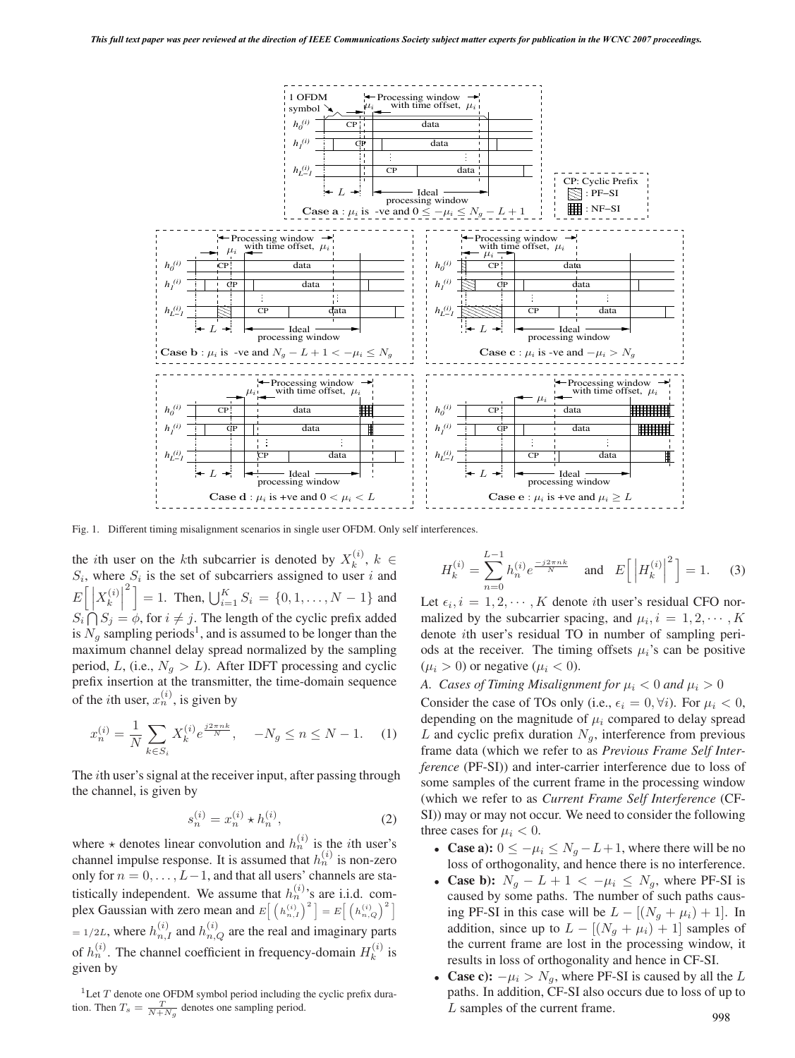Fig. 1. Different timing misalignment scenarios in single user OFDM. Only self interferences.

the $i$th user on the $k$th subcarrier is denoted by $X_k^{(i)}$, $k \in S_i$, where $S_i$ is the set of subcarriers assigned to user $i$ and $E\left[\left|X_k^{(i)}\right|^2\right] = 1$. Then, $\bigcup_{i=1}^{K} S_i = \{0, 1, \ldots, N-1\}$ and $S_i \bigcap S_j = \phi$, for $i \neq j$. The length of the cyclic prefix added is $N_g$ sampling periods[1], and is assumed to be longer than the maximum channel delay spread normalized by the sampling period, $L$, (i.e., $N_g > L$). After IDFT processing and cyclic prefix insertion at the transmitter, the time-domain sequence of the $i$th user, $x_n^{(i)}$, is given by

$$x_n^{(i)} = \frac{1}{N} \sum_{k \in S_i} X_k^{(i)} e^{\frac{j2\pi nk}{N}}, \quad -N_g \leq n \leq N-1. \qquad (1)$$

The $i$th user's signal at the receiver input, after passing through the channel, is given by

$$s_n^{(i)} = x_n^{(i)} \star h_n^{(i)}, \qquad (2)$$

where $\star$ denotes linear convolution and $h_n^{(i)}$ is the $i$th user's channel impulse response. It is assumed that $h_n^{(i)}$ is non-zero only for $n = 0, \ldots, L-1$, and that all users' channels are statistically independent. We assume that $h_n^{(i)}$'s are i.i.d. complex Gaussian with zero mean and $E\left[\left(h_{n,I}^{(i)}\right)^2\right] = E\left[\left(h_{n,Q}^{(i)}\right)^2\right] = 1/2L$, where $h_{n,I}^{(i)}$ and $h_{n,Q}^{(i)}$ are the real and imaginary parts of $h_n^{(i)}$. The channel coefficient in frequency-domain $H_k^{(i)}$ is given by

$$H_k^{(i)} = \sum_{n=0}^{L-1} h_n^{(i)} e^{\frac{-j2\pi nk}{N}} \quad \text{and} \quad E\left[\left|H_k^{(i)}\right|^2\right] = 1. \qquad (3)$$

Let $\epsilon_i, i = 1, 2, \cdots, K$ denote $i$th user's residual CFO normalized by the subcarrier spacing, and $\mu_i, i = 1, 2, \cdots, K$ denote $i$th user's residual TO in number of sampling periods at the receiver. The timing offsets $\mu_i$'s can be positive ($\mu_i > 0$) or negative ($\mu_i < 0$).

*A. Cases of Timing Misalignment for $\mu_i < 0$ and $\mu_i > 0$*

Consider the case of TOs only (i.e., $\epsilon_i = 0, \forall i$). For $\mu_i < 0$, depending on the magnitude of $\mu_i$ compared to delay spread $L$ and cyclic prefix duration $N_g$, interference from previous frame data (which we refer to as *Previous Frame Self Interference* (PF-SI)) and inter-carrier interference due to loss of some samples of the current frame in the processing window (which we refer to as *Current Frame Self Interference* (CF-SI)) may or may not occur. We need to consider the following three cases for $\mu_i < 0$.

- **Case a):** $0 \leq -\mu_i \leq N_g - L + 1$, where there will be no loss of orthogonality, and hence there is no interference.
- **Case b):** $N_g - L + 1 < -\mu_i \leq N_g$, where PF-SI is caused by some paths. The number of such paths causing PF-SI in this case will be $L - [(N_g + \mu_i) + 1]$. In addition, since up to $L - [(N_g + \mu_i) + 1]$ samples of the current frame are lost in the processing window, it results in loss of orthogonality and hence in CF-SI.
- **Case c):** $-\mu_i > N_g$, where PF-SI is caused by all the $L$ paths. In addition, CF-SI also occurs due to loss of up to $L$ samples of the current frame.

[1] Let $T$ denote one OFDM symbol period including the cyclic prefix duration. Then $T_s = \frac{T}{N+N_g}$ denotes one sampling period.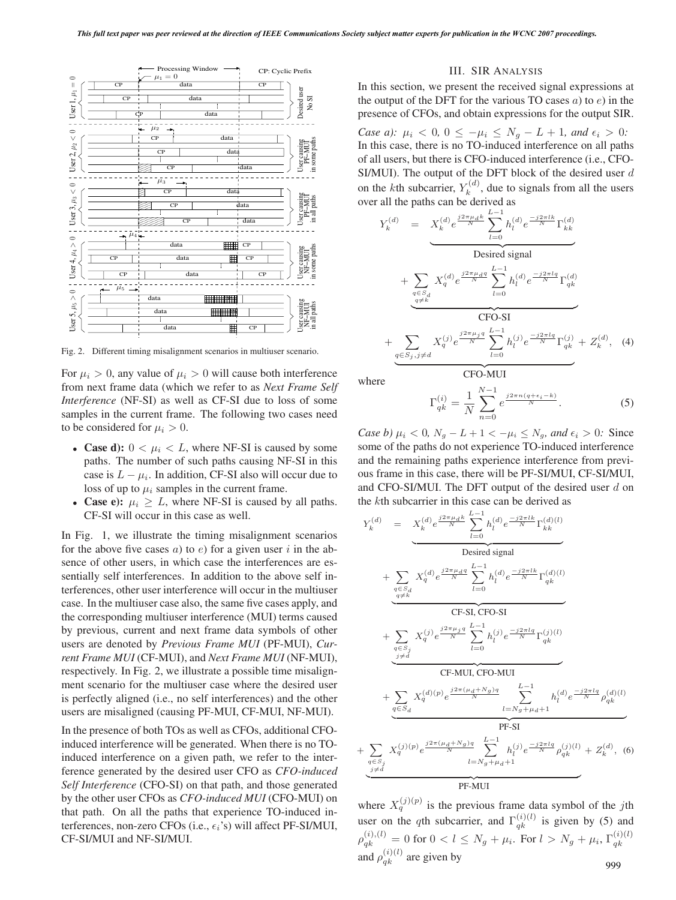Fig. 2. Different timing misalignment scenarios in multiuser scenario.

For $\mu_i > 0$, any value of $\mu_i > 0$ will cause both interference from next frame data (which we refer to as *Next Frame Self Interference* (NF-SI) as well as CF-SI due to loss of some samples in the current frame. The following two cases need to be considered for $\mu_i > 0$.

- **Case d):** $0 < \mu_i < L$, where NF-SI is caused by some paths. The number of such paths causing NF-SI in this case is $L - \mu_i$. In addition, CF-SI also will occur due to loss of up to $\mu_i$ samples in the current frame.
- **Case e):** $\mu_i \geq L$, where NF-SI is caused by all paths. CF-SI will occur in this case as well.

In Fig. 1, we illustrate the timing misalignment scenarios for the above five cases $a$) to $e$) for a given user $i$ in the absence of other users, in which case the interferences are essentially self interferences. In addition to the above self interferences, other user interference will occur in the multiuser case. In the multiuser case also, the same five cases apply, and the corresponding multiuser interference (MUI) terms caused by previous, current and next frame data symbols of other users are denoted by *Previous Frame MUI* (PF-MUI), *Current Frame MUI* (CF-MUI), and *Next Frame MUI* (NF-MUI), respectively. In Fig. 2, we illustrate a possible time misalignment scenario for the multiuser case where the desired user is perfectly aligned (i.e., no self interferences) and the other users are misalinged (causing PF-MUI, CF-MUI, NF-MUI).

In the presence of both TOs as well as CFOs, additional CFO-induced interference will be generated. When there is no TO-induced interference on a given path, we refer to the interference generated by the desired user CFO as *CFO-induced Self Interference* (CFO-SI) on that path, and those generated by the other user CFOs as *CFO-induced MUI* (CFO-MUI) on that path. On all the paths that experience TO-induced interferences, non-zero CFOs (i.e., $\epsilon_i$'s) will affect PF-SI/MUI, CF-SI/MUI and NF-SI/MUI.

## III. SIR Analysis

In this section, we present the received signal expressions at the output of the DFT for the various TO cases $a$) to $e$) in the presence of CFOs, and obtain expressions for the output SIR.

*Case a): $\mu_i < 0$, $0 \leq -\mu_i \leq N_g - L + 1$, and $\epsilon_i > 0$:* In this case, there is no TO-induced interference on all paths of all users, but there is CFO-induced interference (i.e., CFO-SI/MUI). The output of the DFT block of the desired user $d$ on the $k$th subcarrier, $Y_k^{(d)}$, due to signals from all the users over all the paths can be derived as

$$
\begin{aligned}
Y_k^{(d)} \;=\;& \underbrace{X_k^{(d)} e^{\frac{j2\pi\mu_d k}{N}} \sum_{l=0}^{L-1} h_l^{(d)} e^{\frac{-j2\pi l k}{N}} \Gamma_{kk}^{(d)}}_{\text{Desired signal}} \\
&+ \underbrace{\sum_{\substack{q\in S_d \\ q\neq k}} X_q^{(d)} e^{\frac{j2\pi\mu_d q}{N}} \sum_{l=0}^{L-1} h_l^{(d)} e^{\frac{-j2\pi l q}{N}} \Gamma_{qk}^{(d)}}_{\text{CFO-SI}} \\
&+ \underbrace{\sum_{q\in S_j, j\neq d} X_q^{(j)} e^{\frac{j2\pi\mu_j q}{N}} \sum_{l=0}^{L-1} h_l^{(j)} e^{\frac{-j2\pi l q}{N}} \Gamma_{qk}^{(j)}}_{\text{CFO-MUI}} + Z_k^{(d)}, \quad (4)
\end{aligned}
$$

where

$$
\Gamma_{qk}^{(i)} = \frac{1}{N} \sum_{n=0}^{N-1} e^{\frac{j2\pi n(q+\epsilon_i-k)}{N}}. \quad (5)
$$

*Case b) $\mu_i < 0$, $N_g - L + 1 < -\mu_i \leq N_g$, and $\epsilon_i > 0$:* Since some of the paths do not experience TO-induced interference and the remaining paths experience interference from previous frame in this case, there will be PF-SI/MUI, CF-SI/MUI, and CFO-SI/MUI. The DFT output of the desired user $d$ on the $k$th subcarrier in this case can be derived as

$$
\begin{aligned}
Y_k^{(d)} \;=\;& \underbrace{X_k^{(d)} e^{\frac{j2\pi\mu_d k}{N}} \sum_{l=0}^{L-1} h_l^{(d)} e^{\frac{-j2\pi l k}{N}} \Gamma_{kk}^{(d)(l)}}_{\text{Desired signal}} \\
&+ \underbrace{\sum_{\substack{q\in S_d \\ q\neq k}} X_q^{(d)} e^{\frac{j2\pi\mu_d q}{N}} \sum_{l=0}^{L-1} h_l^{(d)} e^{\frac{-j2\pi l k}{N}} \Gamma_{qk}^{(d)(l)}}_{\text{CF-SI, CFO-SI}} \\
&+ \underbrace{\sum_{\substack{q\in S_j \\ j\neq d}} X_q^{(j)} e^{\frac{j2\pi\mu_j q}{N}} \sum_{l=0}^{L-1} h_l^{(j)} e^{\frac{-j2\pi l q}{N}} \Gamma_{qk}^{(j)(l)}}_{\text{CF-MUI, CFO-MUI}} \\
&+ \underbrace{\sum_{q\in S_d} X_q^{(d)(p)} e^{\frac{j2\pi(\mu_d+N_g)q}{N}} \sum_{l=N_g+\mu_d+1}^{L-1} h_l^{(d)} e^{\frac{-j2\pi l q}{N}} \rho_{qk}^{(d)(l)}}_{\text{PF-SI}} \\
&+ \underbrace{\sum_{\substack{q\in S_j \\ j\neq d}} X_q^{(j)(p)} e^{\frac{j2\pi(\mu_d+N_g)q}{N}} \sum_{l=N_g+\mu_d+1}^{L-1} h_l^{(j)} e^{\frac{-j2\pi l q}{N}} \rho_{qk}^{(j)(l)}}_{\text{PF-MUI}} + Z_k^{(d)}, \quad (6)
\end{aligned}
$$

where $X_q^{(j)(p)}$ is the previous frame data symbol of the $j$th user on the $q$th subcarrier, and $\Gamma_{qk}^{(i)(l)}$ is given by (5) and $\rho_{qk}^{(i),(l)} = 0$ for $0 < l \leq N_g + \mu_i$. For $l > N_g + \mu_i$, $\Gamma_{qk}^{(i)(l)}$ and $\rho_{qk}^{(i)(l)}$ are given by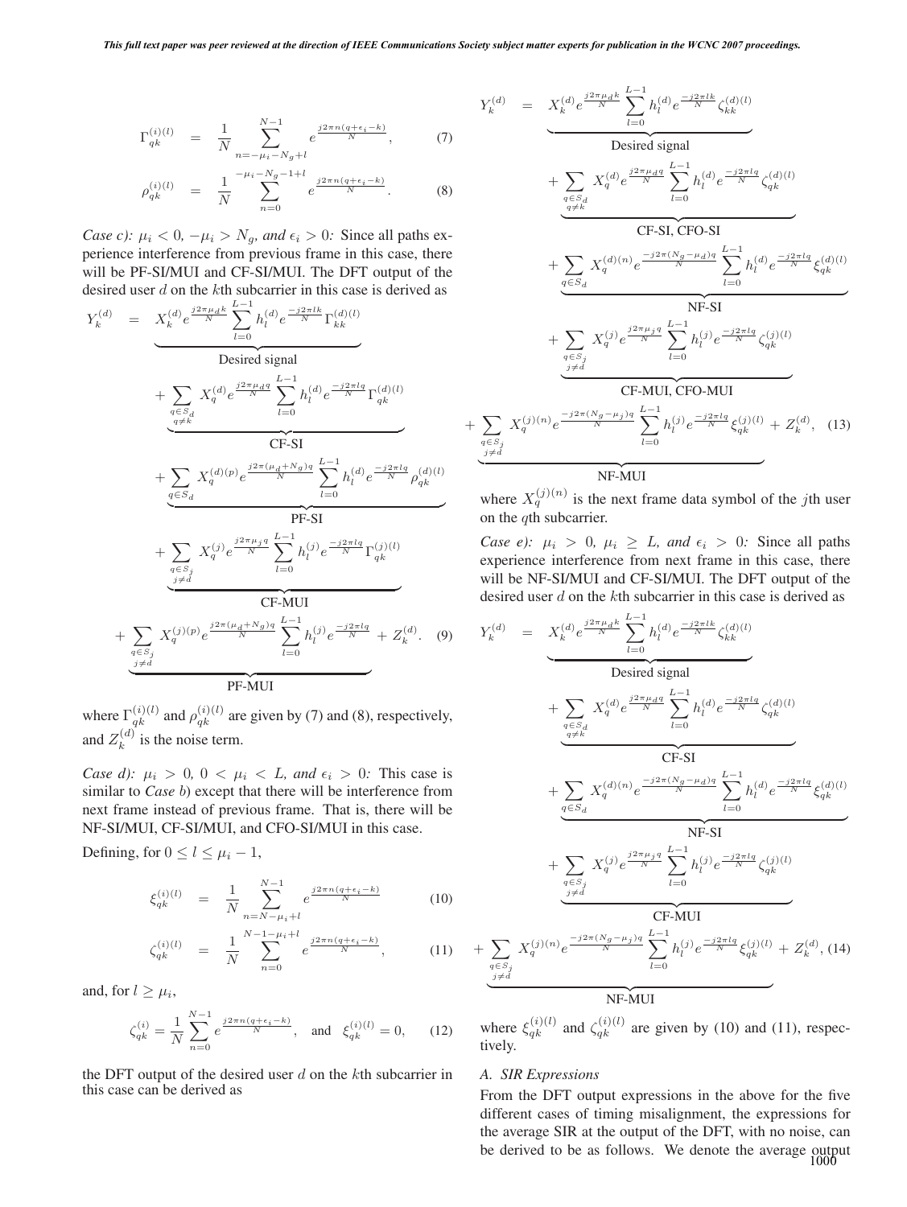$$\Gamma_{qk}^{(i)(l)} = \frac{1}{N} \sum_{n=-\mu_i - N_g + l}^{N-1} e^{\frac{j2\pi n(q+\epsilon_i - k)}{N}}, \tag{7}$$

$$\rho_{qk}^{(i)(l)} = \frac{1}{N} \sum_{n=0}^{-\mu_i - N_g - 1 + l} e^{\frac{j2\pi n(q+\epsilon_i - k)}{N}}. \tag{8}$$

*Case c): $\mu_i < 0$, $-\mu_i > N_g$, and $\epsilon_i > 0$:* Since all paths experience interference from previous frame in this case, there will be PF-SI/MUI and CF-SI/MUI. The DFT output of the desired user $d$ on the $k$th subcarrier in this case is derived as

$$
\begin{aligned}
Y_k^{(d)} = & \underbrace{X_k^{(d)} e^{\frac{j2\pi\mu_d k}{N}} \sum_{l=0}^{L-1} h_l^{(d)} e^{\frac{-j2\pi lk}{N}} \Gamma_{kk}^{(d)(l)}}_{\text{Desired signal}} \\
& + \underbrace{\sum_{\substack{q\in S_d \\ q\neq k}} X_q^{(d)} e^{\frac{j2\pi\mu_d q}{N}} \sum_{l=0}^{L-1} h_l^{(d)} e^{\frac{-j2\pi lq}{N}} \Gamma_{qk}^{(d)(l)}}_{\text{CF-SI}} \\
& + \underbrace{\sum_{q\in S_d} X_q^{(d)(p)} e^{\frac{j2\pi(\mu_d+N_g)q}{N}} \sum_{l=0}^{L-1} h_l^{(d)} e^{\frac{-j2\pi lq}{N}} \rho_{qk}^{(d)(l)}}_{\text{PF-SI}} \\
& + \underbrace{\sum_{\substack{q\in S_j \\ j\neq d}} X_q^{(j)} e^{\frac{j2\pi\mu_j q}{N}} \sum_{l=0}^{L-1} h_l^{(j)} e^{\frac{-j2\pi lq}{N}} \Gamma_{qk}^{(j)(l)}}_{\text{CF-MUI}} \\
& + \underbrace{\sum_{\substack{q\in S_j \\ j\neq d}} X_q^{(j)(p)} e^{\frac{j2\pi(\mu_d+N_g)q}{N}} \sum_{l=0}^{L-1} h_l^{(j)} e^{\frac{-j2\pi lq}{N}}}_{\text{PF-MUI}} + Z_k^{(d)}.
\end{aligned} \tag{9}
$$

where $\Gamma_{qk}^{(i)(l)}$ and $\rho_{qk}^{(i)(l)}$ are given by (7) and (8), respectively, and $Z_k^{(d)}$ is the noise term.

*Case d): $\mu_i > 0$, $0 < \mu_i < L$, and $\epsilon_i > 0$:* This case is similar to *Case b*) except that there will be interference from next frame instead of previous frame. That is, there will be NF-SI/MUI, CF-SI/MUI, and CFO-SI/MUI in this case.

Defining, for $0 \le l \le \mu_i - 1$,

$$\xi_{qk}^{(i)(l)} = \frac{1}{N} \sum_{n=N-\mu_i+l}^{N-1} e^{\frac{j2\pi n(q+\epsilon_i-k)}{N}} \tag{10}$$

$$\zeta_{qk}^{(i)(l)} = \frac{1}{N} \sum_{n=0}^{N-1-\mu_i+l} e^{\frac{j2\pi n(q+\epsilon_i-k)}{N}}, \tag{11}$$

and, for $l \ge \mu_i$,

$$\zeta_{qk}^{(i)} = \frac{1}{N} \sum_{n=0}^{N-1} e^{\frac{j2\pi n(q+\epsilon_i-k)}{N}}, \quad \text{and} \quad \xi_{qk}^{(i)(l)} = 0, \tag{12}$$

the DFT output of the desired user $d$ on the $k$th subcarrier in this case can be derived as

$$
\begin{aligned}
Y_k^{(d)} = & \underbrace{X_k^{(d)} e^{\frac{j2\pi\mu_d k}{N}} \sum_{l=0}^{L-1} h_l^{(d)} e^{\frac{-j2\pi lk}{N}} \zeta_{kk}^{(d)(l)}}_{\text{Desired signal}} \\
& + \underbrace{\sum_{\substack{q\in S_d \\ q\neq k}} X_q^{(d)} e^{\frac{j2\pi\mu_d q}{N}} \sum_{l=0}^{L-1} h_l^{(d)} e^{\frac{-j2\pi lq}{N}} \zeta_{qk}^{(d)(l)}}_{\text{CF-SI, CFO-SI}} \\
& + \underbrace{\sum_{q\in S_d} X_q^{(d)(n)} e^{\frac{-j2\pi(N_g-\mu_d)q}{N}} \sum_{l=0}^{L-1} h_l^{(d)} e^{\frac{-j2\pi lq}{N}} \xi_{qk}^{(d)(l)}}_{\text{NF-SI}} \\
& + \underbrace{\sum_{\substack{q\in S_j \\ j\neq d}} X_q^{(j)} e^{\frac{j2\pi\mu_j q}{N}} \sum_{l=0}^{L-1} h_l^{(j)} e^{\frac{-j2\pi lq}{N}} \zeta_{qk}^{(j)(l)}}_{\text{CF-MUI, CFO-MUI}} \\
& + \underbrace{\sum_{\substack{q\in S_j \\ j\neq d}} X_q^{(j)(n)} e^{\frac{-j2\pi(N_g-\mu_j)q}{N}} \sum_{l=0}^{L-1} h_l^{(j)} e^{\frac{-j2\pi lq}{N}} \xi_{qk}^{(j)(l)}}_{\text{NF-MUI}} + Z_k^{(d)},
\end{aligned} \tag{13}
$$

where $X_q^{(j)(n)}$ is the next frame data symbol of the $j$th user on the $q$th subcarrier.

*Case e): $\mu_i > 0$, $\mu_i \ge L$, and $\epsilon_i > 0$:* Since all paths experience interference from next frame in this case, there will be NF-SI/MUI and CF-SI/MUI. The DFT output of the desired user $d$ on the $k$th subcarrier in this case is derived as

$$
\begin{aligned}
Y_k^{(d)} = & \underbrace{X_k^{(d)} e^{\frac{j2\pi\mu_d k}{N}} \sum_{l=0}^{L-1} h_l^{(d)} e^{\frac{-j2\pi lk}{N}} \zeta_{kk}^{(d)(l)}}_{\text{Desired signal}} \\
& + \underbrace{\sum_{\substack{q\in S_d \\ q\neq k}} X_q^{(d)} e^{\frac{j2\pi\mu_d q}{N}} \sum_{l=0}^{L-1} h_l^{(d)} e^{\frac{-j2\pi lq}{N}} \zeta_{qk}^{(d)(l)}}_{\text{CF-SI}} \\
& + \underbrace{\sum_{q\in S_d} X_q^{(d)(n)} e^{\frac{-j2\pi(N_g-\mu_d)q}{N}} \sum_{l=0}^{L-1} h_l^{(d)} e^{\frac{-j2\pi lq}{N}} \xi_{qk}^{(d)(l)}}_{\text{NF-SI}} \\
& + \underbrace{\sum_{\substack{q\in S_j \\ j\neq d}} X_q^{(j)} e^{\frac{j2\pi\mu_j q}{N}} \sum_{l=0}^{L-1} h_l^{(j)} e^{\frac{-j2\pi lq}{N}} \zeta_{qk}^{(j)(l)}}_{\text{CF-MUI}} \\
& + \underbrace{\sum_{\substack{q\in S_j \\ j\neq d}} X_q^{(j)(n)} e^{\frac{-j2\pi(N_g-\mu_j)q}{N}} \sum_{l=0}^{L-1} h_l^{(j)} e^{\frac{-j2\pi lq}{N}} \xi_{qk}^{(j)(l)}}_{\text{NF-MUI}} + Z_k^{(d)},
\end{aligned} \tag{14}
$$

where $\xi_{qk}^{(i)(l)}$ and $\zeta_{qk}^{(i)(l)}$ are given by (10) and (11), respectively.

### A. SIR Expressions

From the DFT output expressions in the above for the five different cases of timing misalignment, the expressions for the average SIR at the output of the DFT, with no noise, can be derived to be as follows. We denote the average output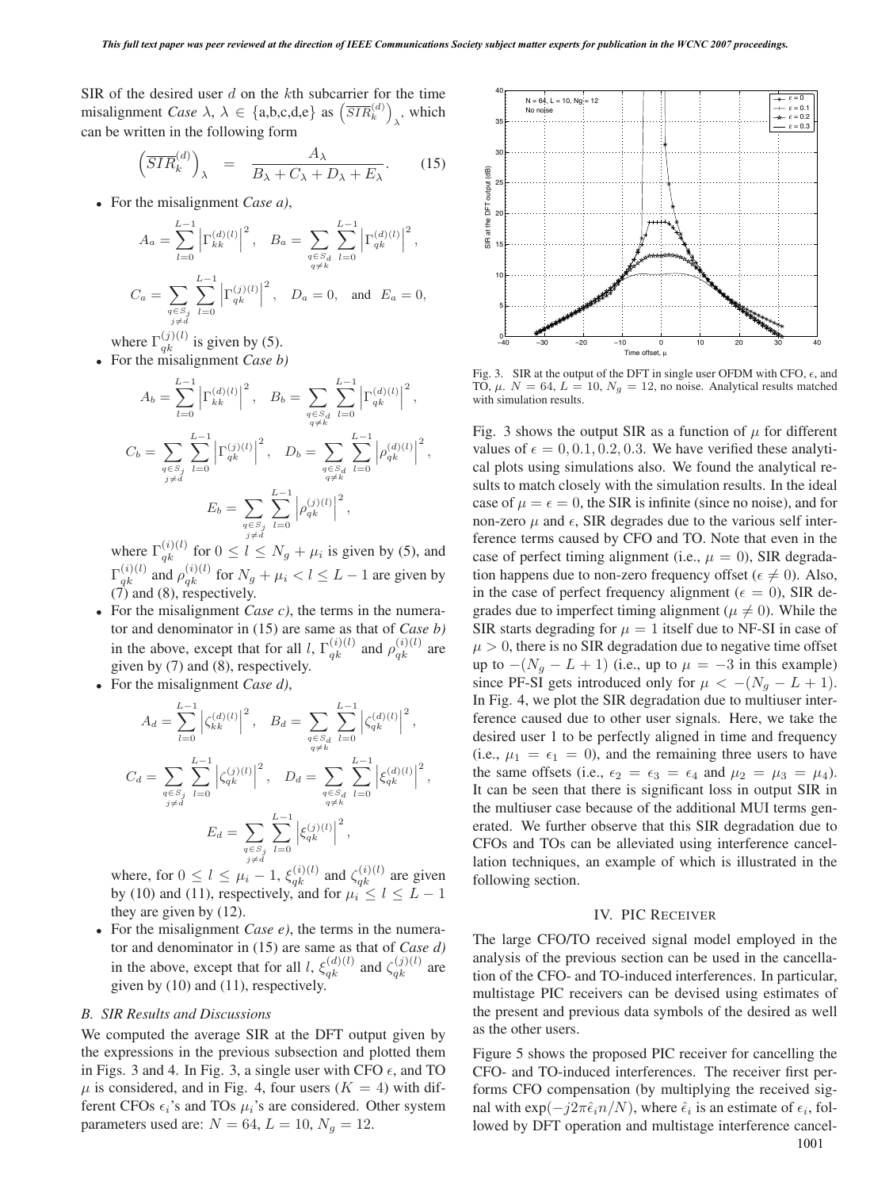SIR of the desired user $d$ on the $k$th subcarrier for the time misalignment *Case* $\lambda$, $\lambda \in \{\text{a,b,c,d,e}\}$ as $\left(\overline{SIR}_k^{(d)}\right)_\lambda$, which can be written in the following form

$$\left(\overline{SIR}_k^{(d)}\right)_\lambda = \frac{A_\lambda}{B_\lambda + C_\lambda + D_\lambda + E_\lambda}. \quad (15)$$

- For the misalignment *Case a)*,

$$A_a = \sum_{l=0}^{L-1} \left|\Gamma_{kk}^{(d)(l)}\right|^2, \quad B_a = \sum_{\substack{q \in S_d \\ q \neq k}} \sum_{l=0}^{L-1} \left|\Gamma_{qk}^{(d)(l)}\right|^2,$$

$$C_a = \sum_{\substack{q \in S_j \\ j \neq d}} \sum_{l=0}^{L-1} \left|\Gamma_{qk}^{(j)(l)}\right|^2, \quad D_a = 0, \quad \text{and} \quad E_a = 0,$$

where $\Gamma_{qk}^{(j)(l)}$ is given by (5).

- For the misalignment *Case b)*

$$A_b = \sum_{l=0}^{L-1} \left|\Gamma_{kk}^{(d)(l)}\right|^2, \quad B_b = \sum_{\substack{q \in S_d \\ q \neq k}} \sum_{l=0}^{L-1} \left|\Gamma_{qk}^{(d)(l)}\right|^2,$$

$$C_b = \sum_{\substack{q \in S_j \\ j \neq d}} \sum_{l=0}^{L-1} \left|\Gamma_{qk}^{(j)(l)}\right|^2, \quad D_b = \sum_{\substack{q \in S_d \\ q \neq k}} \sum_{l=0}^{L-1} \left|\rho_{qk}^{(d)(l)}\right|^2,$$

$$E_b = \sum_{\substack{q \in S_j \\ j \neq d}} \sum_{l=0}^{L-1} \left|\rho_{qk}^{(j)(l)}\right|^2,$$

where $\Gamma_{qk}^{(i)(l)}$ for $0 \leq l \leq N_g + \mu_i$ is given by (5), and $\Gamma_{qk}^{(i)(l)}$ and $\rho_{qk}^{(i)(l)}$ for $N_g + \mu_i < l \leq L-1$ are given by (7) and (8), respectively.

- For the misalignment *Case c)*, the terms in the numerator and denominator in (15) are same as that of *Case b)* in the above, except that for all $l$, $\Gamma_{qk}^{(i)(l)}$ and $\rho_{qk}^{(i)(l)}$ are given by (7) and (8), respectively.
- For the misalignment *Case d)*,

$$A_d = \sum_{l=0}^{L-1} \left|\zeta_{kk}^{(d)(l)}\right|^2, \quad B_d = \sum_{\substack{q \in S_d \\ q \neq k}} \sum_{l=0}^{L-1} \left|\zeta_{qk}^{(d)(l)}\right|^2,$$

$$C_d = \sum_{\substack{q \in S_j \\ j \neq d}} \sum_{l=0}^{L-1} \left|\zeta_{qk}^{(j)(l)}\right|^2, \quad D_d = \sum_{\substack{q \in S_d \\ q \neq k}} \sum_{l=0}^{L-1} \left|\xi_{qk}^{(d)(l)}\right|^2,$$

$$E_d = \sum_{\substack{q \in S_j \\ j \neq d}} \sum_{l=0}^{L-1} \left|\xi_{qk}^{(j)(l)}\right|^2,$$

where, for $0 \leq l \leq \mu_i - 1$, $\xi_{qk}^{(i)(l)}$ and $\zeta_{qk}^{(i)(l)}$ are given by (10) and (11), respectively, and for $\mu_i \leq l \leq L-1$ they are given by (12).

- For the misalignment *Case e)*, the terms in the numerator and denominator in (15) are same as that of *Case d)* in the above, except that for all $l$, $\xi_{qk}^{(d)(l)}$ and $\zeta_{qk}^{(j)(l)}$ are given by (10) and (11), respectively.

### B. SIR Results and Discussions

We computed the average SIR at the DFT output given by the expressions in the previous subsection and plotted them in Figs. 3 and 4. In Fig. 3, a single user with CFO $\epsilon$, and TO $\mu$ is considered, and in Fig. 4, four users ($K = 4$) with different CFOs $\epsilon_i$'s and TOs $\mu_i$'s are considered. Other system parameters used are: $N = 64$, $L = 10$, $N_g = 12$.

Fig. 3. SIR at the output of the DFT in single user OFDM with CFO, $\epsilon$, and TO, $\mu$. $N = 64$, $L = 10$, $N_g = 12$, no noise. Analytical results matched with simulation results.

Fig. 3 shows the output SIR as a function of $\mu$ for different values of $\epsilon = 0, 0.1, 0.2, 0.3$. We have verified these analytical plots using simulations also. We found the analytical results to match closely with the simulation results. In the ideal case of $\mu = \epsilon = 0$, the SIR is infinite (since no noise), and for non-zero $\mu$ and $\epsilon$, SIR degrades due to the various self interference terms caused by CFO and TO. Note that even in the case of perfect timing alignment (i.e., $\mu = 0$), SIR degradation happens due to non-zero frequency offset ($\epsilon \neq 0$). Also, in the case of perfect frequency alignment ($\epsilon = 0$), SIR degrades due to imperfect timing alignment ($\mu \neq 0$). While the SIR starts degrading for $\mu = 1$ itself due to NF-SI in case of $\mu > 0$, there is no SIR degradation due to negative time offset up to $-(N_g - L + 1)$ (i.e., up to $\mu = -3$ in this example) since PF-SI gets introduced only for $\mu < -(N_g - L + 1)$. In Fig. 4, we plot the SIR degradation due to multiuser interference caused due to other user signals. Here, we take the desired user 1 to be perfectly aligned in time and frequency (i.e., $\mu_1 = \epsilon_1 = 0$), and the remaining three users to have the same offsets (i.e., $\epsilon_2 = \epsilon_3 = \epsilon_4$ and $\mu_2 = \mu_3 = \mu_4$). It can be seen that there is significant loss in output SIR in the multiuser case because of the additional MUI terms generated. We further observe that this SIR degradation due to CFOs and TOs can be alleviated using interference cancellation techniques, an example of which is illustrated in the following section.

## IV. PIC Receiver

The large CFO/TO received signal model employed in the analysis of the previous section can be used in the cancellation of the CFO- and TO-induced interferences. In particular, multistage PIC receivers can be devised using estimates of the present and previous data symbols of the desired as well as the other users.

Figure 5 shows the proposed PIC receiver for cancelling the CFO- and TO-induced interferences. The receiver first performs CFO compensation (by multiplying the received signal with $\exp(-j2\pi\hat{\epsilon}_i n/N)$, where $\hat{\epsilon}_i$ is an estimate of $\epsilon_i$, followed by DFT operation and multistage interference cancel-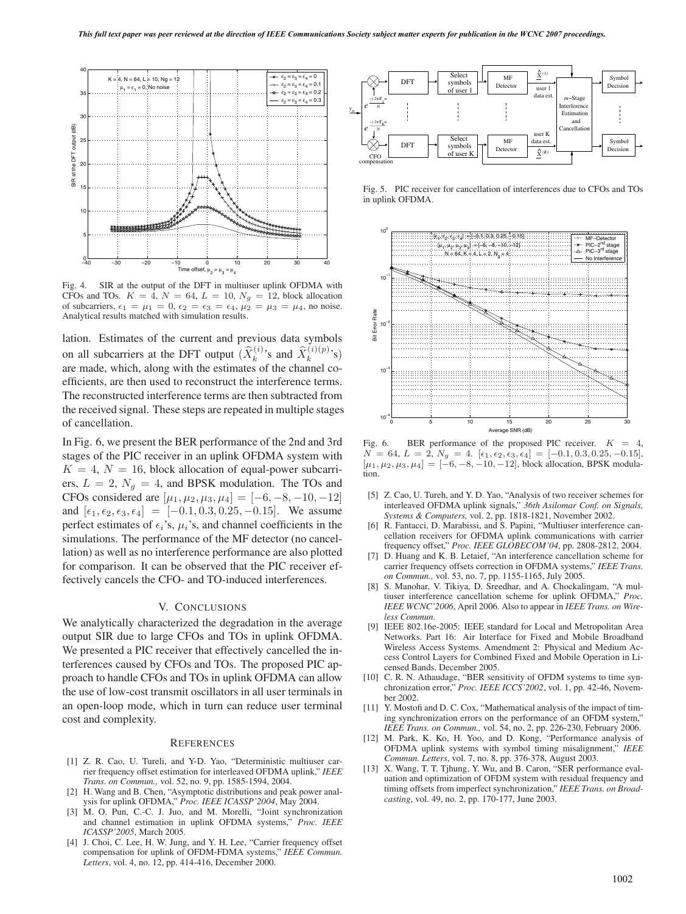K = 4, N = 64, L = 10, Ng = 12

$\mu_1 = \epsilon_1 = 0$, No noise

$\epsilon_2 = \epsilon_3 = \epsilon_4 = 0$

$\epsilon_2 = \epsilon_3 = \epsilon_4 = 0.1$

$\epsilon_2 = \epsilon_3 = \epsilon_4 = 0.2$

$\epsilon_2 = \epsilon_3 = \epsilon_4 = 0.3$

SIR at the DFT output (dB)

Time offset, $\mu_2 = \mu_3 = \mu_4$

Fig. 4. SIR at the output of the DFT in multiuser uplink OFDMA with CFOs and TOs. $K = 4$, $N = 64$, $L = 10$, $N_g = 12$, block allocation of subcarriers, $\epsilon_1 = \mu_1 = 0$, $\epsilon_2 = \epsilon_3 = \epsilon_4$, $\mu_2 = \mu_3 = \mu_4$, no noise. Analytical results matched with simulation results.

lation. Estimates of the current and previous data symbols on all subcarriers at the DFT output ($\widehat{X}_k^{(i)}$'s and $\widehat{X}_k^{(i)(p)}$'s) are made, which, along with the estimates of the channel coefficients, are then used to reconstruct the interference terms. The reconstructed interference terms are then subtracted from the received signal. These steps are repeated in multiple stages of cancellation.

In Fig. 6, we present the BER performance of the 2nd and 3rd stages of the PIC receiver in an uplink OFDMA system with $K = 4$, $N = 16$, block allocation of equal-power subcarriers, $L = 2$, $N_g = 4$, and BPSK modulation. The TOs and CFOs considered are $[\mu_1, \mu_2, \mu_3, \mu_4] = [-6, -8, -10, -12]$ and $[\epsilon_1, \epsilon_2, \epsilon_3, \epsilon_4] = [-0.1, 0.3, 0.25, -0.15]$. We assume perfect estimates of $\epsilon_i$'s, $\mu_i$'s, and channel coefficients in the simulations. The performance of the MF detector (no cancellation) as well as no interference performance are also plotted for comparison. It can be observed that the PIC receiver effectively cancels the CFO- and TO-induced interferences.

## V. Conclusions

We analytically characterized the degradation in the average output SIR due to large CFOs and TOs in uplink OFDMA. We presented a PIC receiver that effectively cancelled the interferences caused by CFOs and TOs. The proposed PIC approach to handle CFOs and TOs in uplink OFDMA can allow the use of low-cost transmit oscillators in all user terminals in an open-loop mode, which in turn can reduce user terminal cost and complexity.

## References

- [1] Z. R. Cao, U. Tureli, and Y-D. Yao, "Deterministic multiuser carrier frequency offset estimation for interleaved OFDMA uplink," *IEEE Trans. on Commun.,* vol. 52, no. 9, pp. 1585-1594, 2004.
- [2] H. Wang and B. Chen, "Asymptotic distributions and peak power analysis for uplink OFDMA," *Proc. IEEE ICASSP'2004*, May 2004.
- [3] M. O. Pun, C.-C. J. Juo, and M. Morelli, "Joint synchronization and channel estimation in uplink OFDMA systems," *Proc. IEEE ICASSP'2005*, March 2005.
- [4] J. Choi, C. Lee, H. W. Jung, and Y. H. Lee, "Carrier frequency offset compensation for uplink of OFDM-FDMA systems," *IEEE Commun. Letters*, vol. 4, no. 12, pp. 414-416, December 2000.

$y_n$

$e^{\frac{-j2\pi\hat{\epsilon}_1 n}{N}}$

$e^{\frac{-j2\pi\hat{\epsilon}_K n}{N}}$

CFO compensation

DFT

DFT

Select symbols of user 1

Select symbols of user K

MF Detector

MF Detector

$\hat{X}^{(1)}$

user 1 data est.

user K data est.

$\hat{X}^{(K)}$

$m$–Stage Interference Estimation and Cancellation

Symbol Decision

Symbol Decision

Fig. 5. PIC receiver for cancellation of interferences due to CFOs and TOs in uplink OFDMA.

$[\epsilon_1, \epsilon_2, \epsilon_3, \epsilon_4] = [-0.1, 0.3, 0.25, -0.15]$

$[\mu_1, \mu_2, \mu_3, \mu_4] = [-6, -8, -10, -12]$

$N = 64$, $K = 4$, $L = 2$, $N_g = 4$

MF–Detector

PIC–2nd stage

PIC–3rd stage

No Interference

Bit Error Rate

Average SNR (dB)

Fig. 6. BER performance of the proposed PIC receiver. $K = 4$, $N = 64$, $L = 2$, $N_g = 4$. $[\epsilon_1, \epsilon_2, \epsilon_3, \epsilon_4] = [-0.1, 0.3, 0.25, -0.15]$, $[\mu_1, \mu_2, \mu_3, \mu_4] = [-6, -8, -10, -12]$, block allocation, BPSK modulation.

- [5] Z. Cao, U. Tureh, and Y. D. Yao, "Analysis of two receiver schemes for interleaved OFDMA uplink signals," *36th Asilomar Conf. on Signals, Systems & Computers,* vol. 2, pp. 1818-1821, November 2002.
- [6] R. Fantacci, D. Marabissi, and S. Papini, "Multiuser interference cancellation receivers for OFDMA uplink communications with carrier frequency offset," *Proc. IEEE GLOBECOM'04*, pp. 2808-2812, 2004.
- [7] D. Huang and K. B. Letaief, "An interference cancellation scheme for carrier frequency offsets correction in OFDMA systems," *IEEE Trans. on Commun.,* vol. 53, no. 7, pp. 1155-1165, July 2005.
- [8] S. Manohar, V. Tikiya, D. Sreedhar, and A. Chockalingam, "A multiuser interference cancellation scheme for uplink OFDMA," *Proc. IEEE WCNC'2006*, April 2006. Also to appear in *IEEE Trans. on Wireless Commun.*
- [9] IEEE 802.16e-2005: IEEE standard for Local and Metropolitan Area Networks. Part 16: Air Interface for Fixed and Mobile Broadband Wireless Access Systems. Amendment 2: Physical and Medium Access Control Layers for Combined Fixed and Mobile Operation in Licensed Bands. December 2005.
- [10] C. R. N. Athaudage, "BER sensitivity of OFDM systems to time synchronization error," *Proc. IEEE ICCS'2002*, vol. 1, pp. 42-46, November 2002.
- [11] Y. Mostofi and D. C. Cox, "Mathematical analysis of the impact of timing synchronization errors on the performance of an OFDM system," *IEEE Trans. on Commun.,* vol. 54, no. 2, pp. 226-230, February 2006.
- [12] M. Park, K. Ko, H. Yoo, and D. Kong, "Performance analysis of OFDMA uplink systems with symbol timing misalignment," *IEEE Commun. Letters*, vol. 7, no. 8, pp. 376-378, August 2003.
- [13] X. Wang, T. T. Tjhung, Y. Wu, and B. Caron, "SER performance evaluation and optimization of OFDM system with residual frequency and timing offsets from imperfect synchronization," *IEEE Trans. on Broadcasting*, vol. 49, no. 2, pp. 170-177, June 2003.